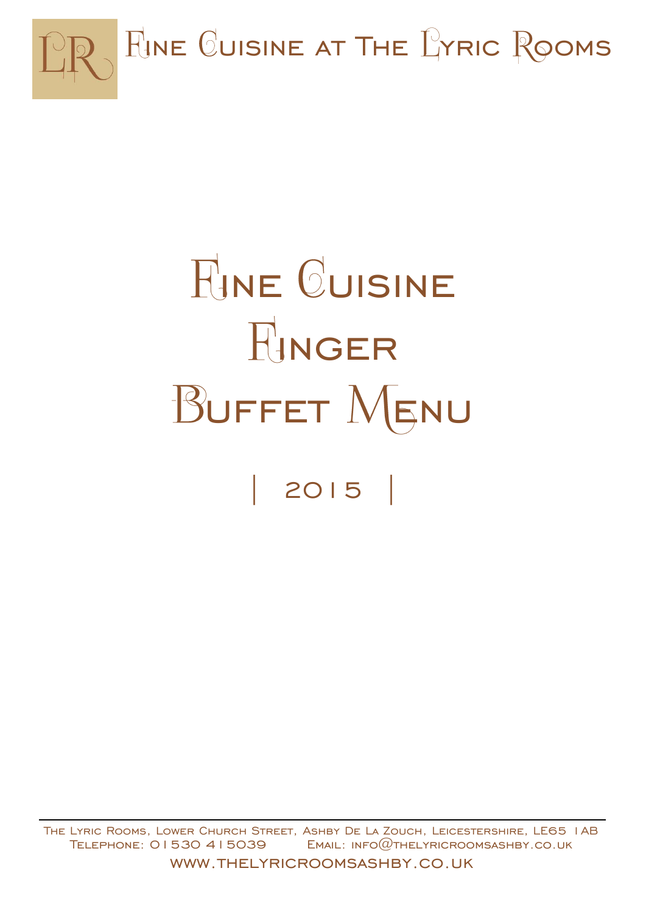# Fine Cuisine at The Lyric Rooms

# Fine Cuisine Finger Buffet Menu

| 2015 |

The Lyric Rooms, Lower Church Street, Ashby De La Zouch, Leicestershire, LE65 1AB
Telephone: 01530 415039 Email: info@thelyricroomsashby.co.uk
www.thelyricroomsashby.co.uk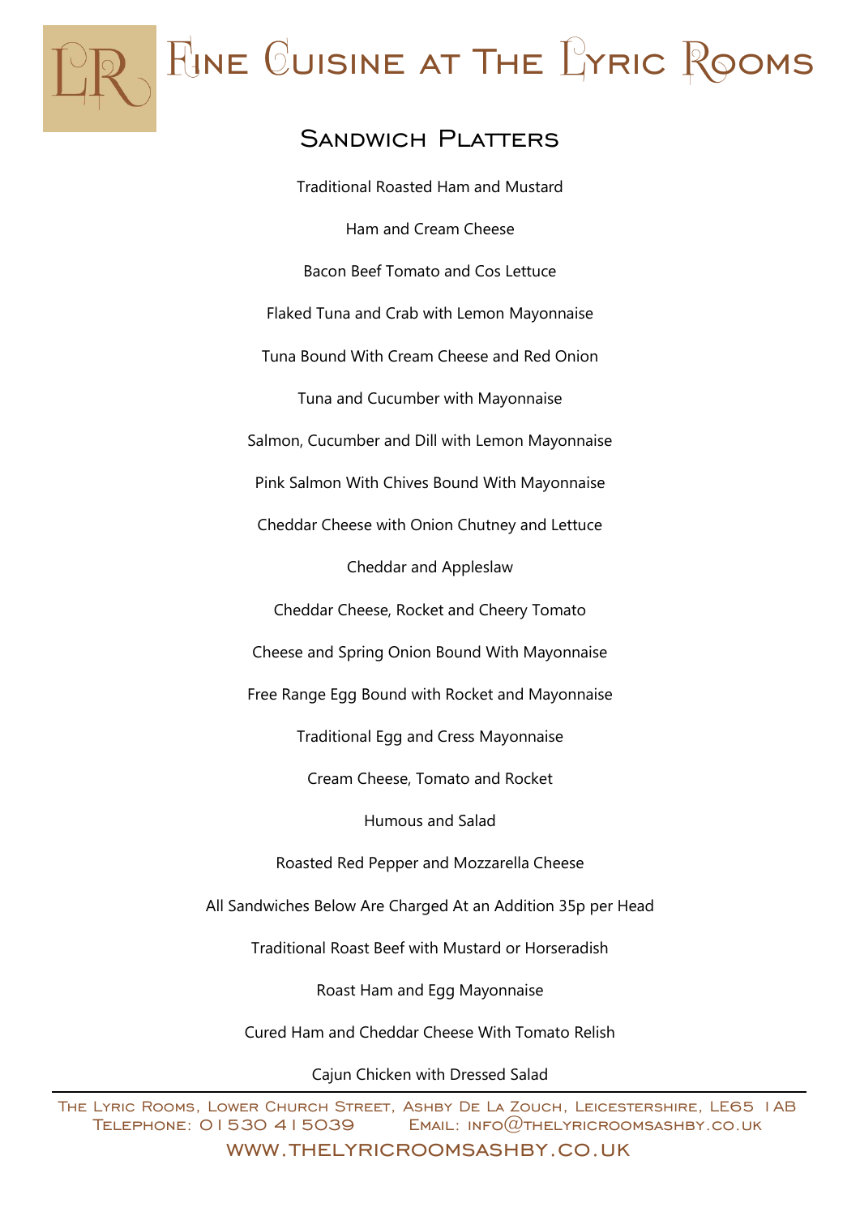# Fine Cuisine at The Lyric Rooms

## Sandwich Platters

Traditional Roasted Ham and Mustard

Ham and Cream Cheese

Bacon Beef Tomato and Cos Lettuce

Flaked Tuna and Crab with Lemon Mayonnaise

Tuna Bound With Cream Cheese and Red Onion

Tuna and Cucumber with Mayonnaise

Salmon, Cucumber and Dill with Lemon Mayonnaise

Pink Salmon With Chives Bound With Mayonnaise

Cheddar Cheese with Onion Chutney and Lettuce

Cheddar and Appleslaw

Cheddar Cheese, Rocket and Cheery Tomato

Cheese and Spring Onion Bound With Mayonnaise

Free Range Egg Bound with Rocket and Mayonnaise

Traditional Egg and Cress Mayonnaise

Cream Cheese, Tomato and Rocket

Humous and Salad

Roasted Red Pepper and Mozzarella Cheese

All Sandwiches Below Are Charged At an Addition 35p per Head

Traditional Roast Beef with Mustard or Horseradish

Roast Ham and Egg Mayonnaise

Cured Ham and Cheddar Cheese With Tomato Relish

Cajun Chicken with Dressed Salad

---

The Lyric Rooms, Lower Church Street, Ashby De La Zouch, Leicestershire, LE65 1AB
Telephone: 01530 415039 Email: info@thelyricroomsashby.co.uk

www.thelyricroomsashby.co.uk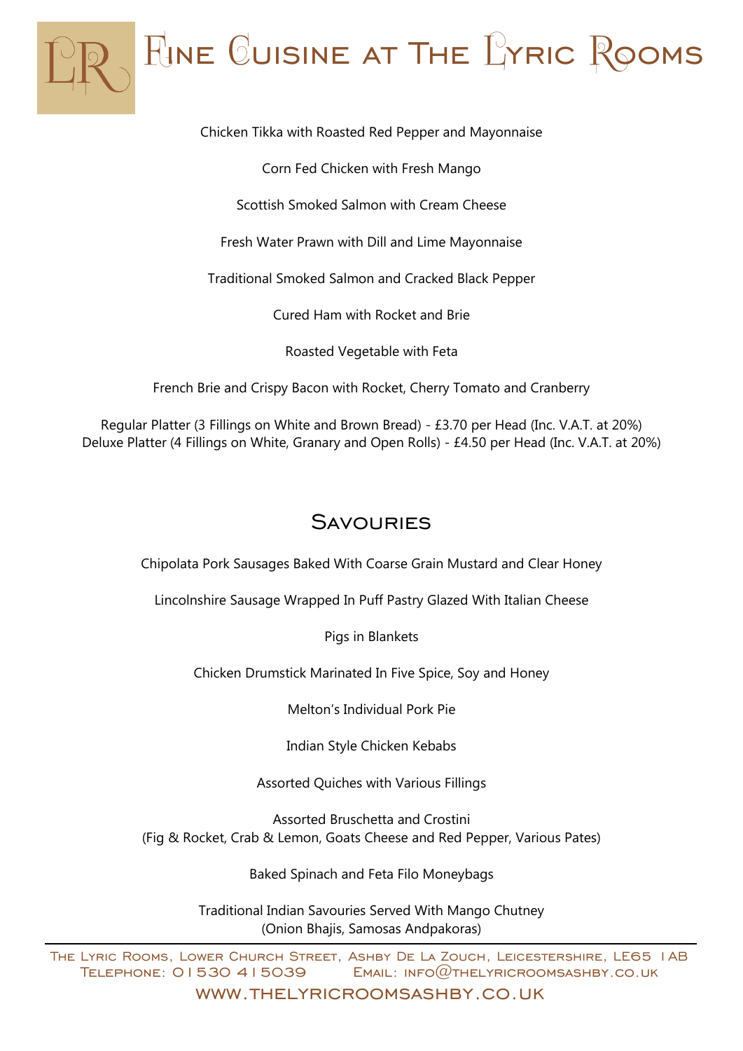# Fine Cuisine at The Lyric Rooms

Chicken Tikka with Roasted Red Pepper and Mayonnaise

Corn Fed Chicken with Fresh Mango

Scottish Smoked Salmon with Cream Cheese

Fresh Water Prawn with Dill and Lime Mayonnaise

Traditional Smoked Salmon and Cracked Black Pepper

Cured Ham with Rocket and Brie

Roasted Vegetable with Feta

French Brie and Crispy Bacon with Rocket, Cherry Tomato and Cranberry

Regular Platter (3 Fillings on White and Brown Bread) - £3.70 per Head (Inc. V.A.T. at 20%)
Deluxe Platter (4 Fillings on White, Granary and Open Rolls) - £4.50 per Head (Inc. V.A.T. at 20%)

## Savouries

Chipolata Pork Sausages Baked With Coarse Grain Mustard and Clear Honey

Lincolnshire Sausage Wrapped In Puff Pastry Glazed With Italian Cheese

Pigs in Blankets

Chicken Drumstick Marinated In Five Spice, Soy and Honey

Melton's Individual Pork Pie

Indian Style Chicken Kebabs

Assorted Quiches with Various Fillings

Assorted Bruschetta and Crostini
(Fig & Rocket, Crab & Lemon, Goats Cheese and Red Pepper, Various Pates)

Baked Spinach and Feta Filo Moneybags

Traditional Indian Savouries Served With Mango Chutney
(Onion Bhajis, Samosas Andpakoras)

The Lyric Rooms, Lower Church Street, Ashby De La Zouch, Leicestershire, LE65 1AB
Telephone: 01530 415039 Email: info@thelyricroomsashby.co.uk

www.thelyricroomsashby.co.uk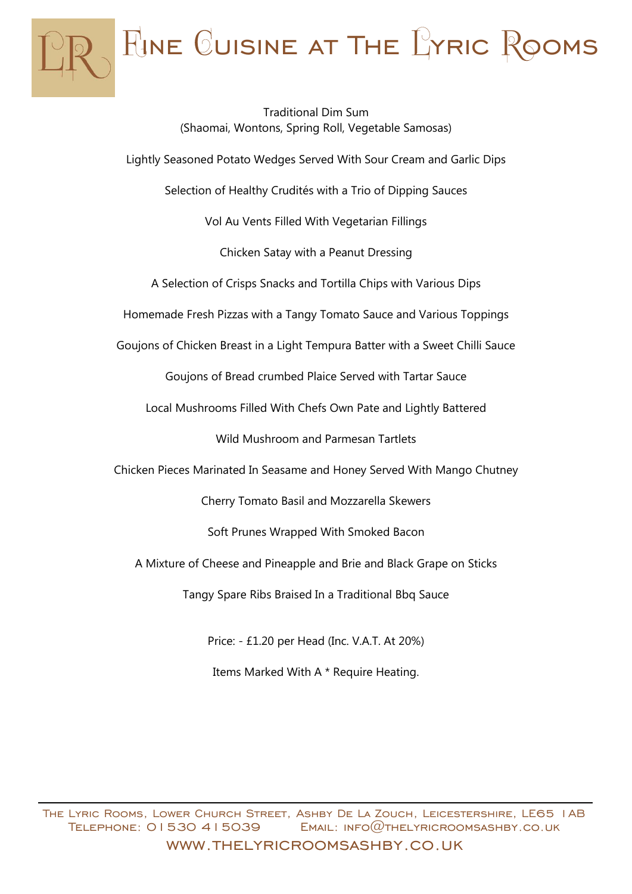# Fine Cuisine at The Lyric Rooms

Traditional Dim Sum
(Shaomai, Wontons, Spring Roll, Vegetable Samosas)

Lightly Seasoned Potato Wedges Served With Sour Cream and Garlic Dips

Selection of Healthy Crudités with a Trio of Dipping Sauces

Vol Au Vents Filled With Vegetarian Fillings

Chicken Satay with a Peanut Dressing

A Selection of Crisps Snacks and Tortilla Chips with Various Dips

Homemade Fresh Pizzas with a Tangy Tomato Sauce and Various Toppings

Goujons of Chicken Breast in a Light Tempura Batter with a Sweet Chilli Sauce

Goujons of Bread crumbed Plaice Served with Tartar Sauce

Local Mushrooms Filled With Chefs Own Pate and Lightly Battered

Wild Mushroom and Parmesan Tartlets

Chicken Pieces Marinated In Seasame and Honey Served With Mango Chutney

Cherry Tomato Basil and Mozzarella Skewers

Soft Prunes Wrapped With Smoked Bacon

A Mixture of Cheese and Pineapple and Brie and Black Grape on Sticks

Tangy Spare Ribs Braised In a Traditional Bbq Sauce

Price: - £1.20 per Head (Inc. V.A.T. At 20%)

Items Marked With A * Require Heating.

The Lyric Rooms, Lower Church Street, Ashby De La Zouch, Leicestershire, LE65 1AB
Telephone: 01530 415039 Email: info@thelyricroomsashby.co.uk
www.thelyricroomsashby.co.uk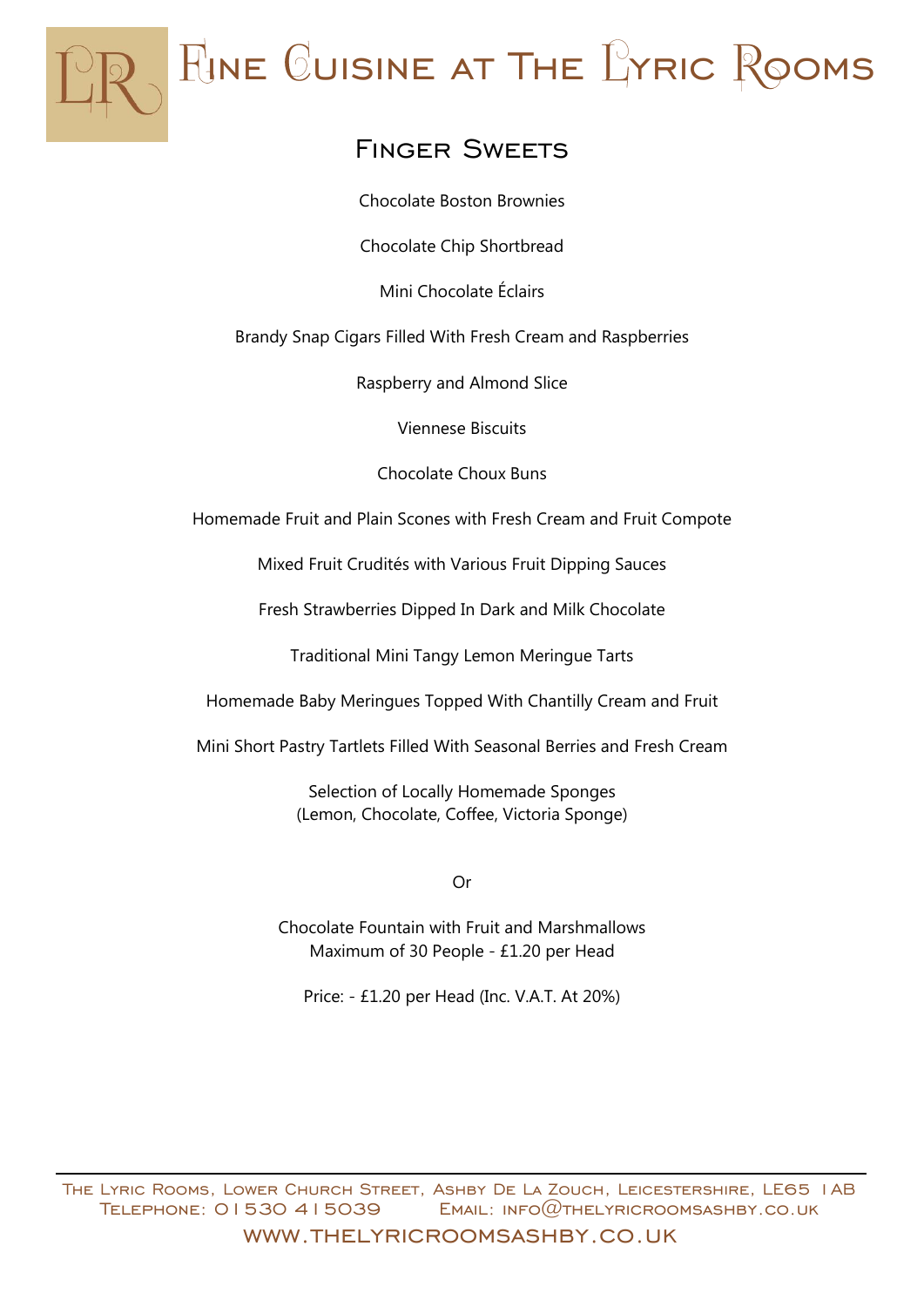# Fine Cuisine at The Lyric Rooms

## Finger Sweets

Chocolate Boston Brownies

Chocolate Chip Shortbread

Mini Chocolate Éclairs

Brandy Snap Cigars Filled With Fresh Cream and Raspberries

Raspberry and Almond Slice

Viennese Biscuits

Chocolate Choux Buns

Homemade Fruit and Plain Scones with Fresh Cream and Fruit Compote

Mixed Fruit Crudités with Various Fruit Dipping Sauces

Fresh Strawberries Dipped In Dark and Milk Chocolate

Traditional Mini Tangy Lemon Meringue Tarts

Homemade Baby Meringues Topped With Chantilly Cream and Fruit

Mini Short Pastry Tartlets Filled With Seasonal Berries and Fresh Cream

Selection of Locally Homemade Sponges
(Lemon, Chocolate, Coffee, Victoria Sponge)

Or

Chocolate Fountain with Fruit and Marshmallows
Maximum of 30 People - £1.20 per Head

Price: - £1.20 per Head (Inc. V.A.T. At 20%)

The Lyric Rooms, Lower Church Street, Ashby De La Zouch, Leicestershire, LE65 1AB
Telephone: 01530 415039 Email: info@thelyricroomsashby.co.uk
www.thelyricroomsashby.co.uk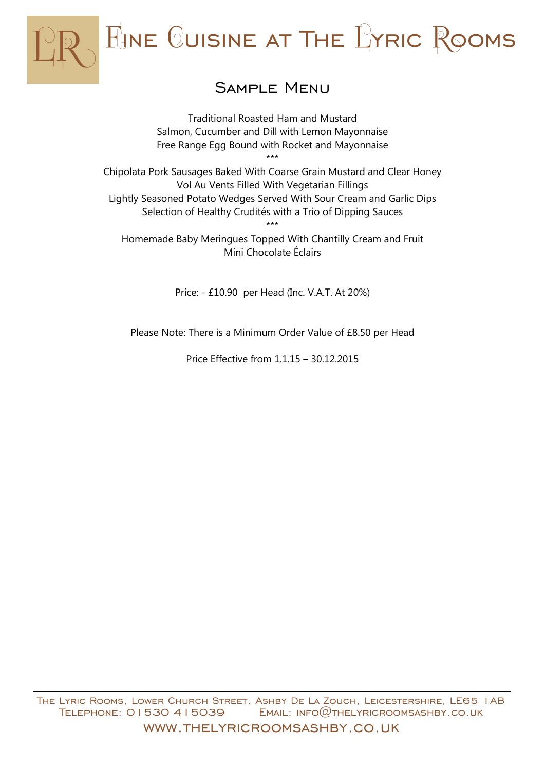# Fine Cuisine at The Lyric Rooms

## Sample Menu

Traditional Roasted Ham and Mustard
Salmon, Cucumber and Dill with Lemon Mayonnaise
Free Range Egg Bound with Rocket and Mayonnaise

***

Chipolata Pork Sausages Baked With Coarse Grain Mustard and Clear Honey
Vol Au Vents Filled With Vegetarian Fillings
Lightly Seasoned Potato Wedges Served With Sour Cream and Garlic Dips
Selection of Healthy Crudités with a Trio of Dipping Sauces

***

Homemade Baby Meringues Topped With Chantilly Cream and Fruit
Mini Chocolate Éclairs

Price: - £10.90 per Head (Inc. V.A.T. At 20%)

Please Note: There is a Minimum Order Value of £8.50 per Head

Price Effective from 1.1.15 – 30.12.2015

The Lyric Rooms, Lower Church Street, Ashby De La Zouch, Leicestershire, LE65 1AB
Telephone: 01530 415039 Email: info@thelyricroomsashby.co.uk
www.thelyricroomsashby.co.uk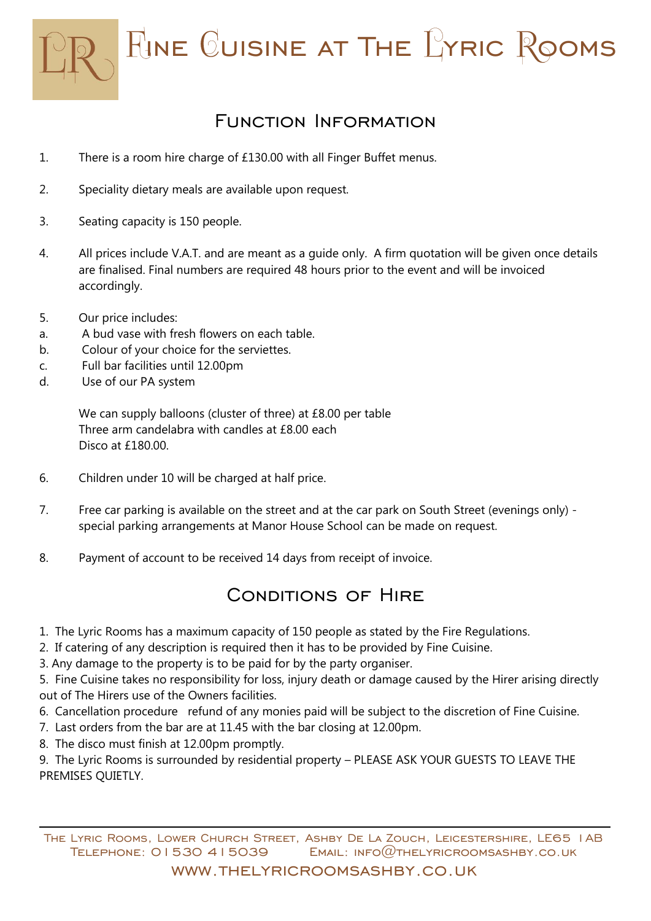# Fine Cuisine at The Lyric Rooms

## Function Information

1. There is a room hire charge of £130.00 with all Finger Buffet menus.

2. Speciality dietary meals are available upon request.

3. Seating capacity is 150 people.

4. All prices include V.A.T. and are meant as a guide only. A firm quotation will be given once details are finalised. Final numbers are required 48 hours prior to the event and will be invoiced accordingly.

5. Our price includes:

   a. A bud vase with fresh flowers on each table.
   b. Colour of your choice for the serviettes.
   c. Full bar facilities until 12.00pm
   d. Use of our PA system

   We can supply balloons (cluster of three) at £8.00 per table
   Three arm candelabra with candles at £8.00 each
   Disco at £180.00.

6. Children under 10 will be charged at half price.

7. Free car parking is available on the street and at the car park on South Street (evenings only) - special parking arrangements at Manor House School can be made on request.

8. Payment of account to be received 14 days from receipt of invoice.

## Conditions of Hire

1. The Lyric Rooms has a maximum capacity of 150 people as stated by the Fire Regulations.
2. If catering of any description is required then it has to be provided by Fine Cuisine.
3. Any damage to the property is to be paid for by the party organiser.
5. Fine Cuisine takes no responsibility for loss, injury death or damage caused by the Hirer arising directly out of The Hirers use of the Owners facilities.
6. Cancellation procedure refund of any monies paid will be subject to the discretion of Fine Cuisine.
7. Last orders from the bar are at 11.45 with the bar closing at 12.00pm.
8. The disco must finish at 12.00pm promptly.
9. The Lyric Rooms is surrounded by residential property – PLEASE ASK YOUR GUESTS TO LEAVE THE PREMISES QUIETLY.

---

The Lyric Rooms, Lower Church Street, Ashby De La Zouch, Leicestershire, LE65 1AB
Telephone: 01530 415039 Email: info@thelyricroomsashby.co.uk

www.thelyricroomsashby.co.uk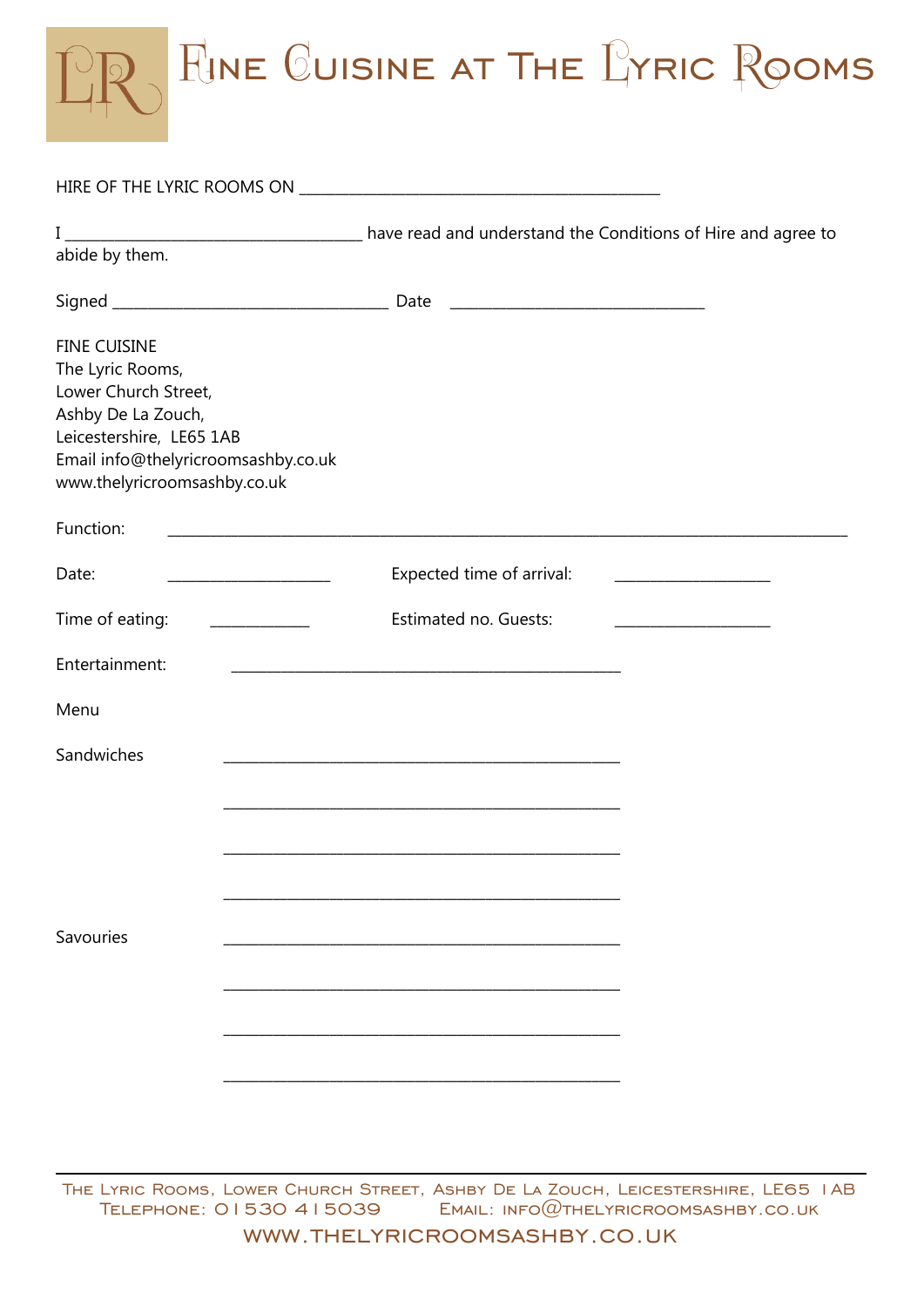# Fine Cuisine at The Lyric Rooms

HIRE OF THE LYRIC ROOMS ON _______________________________________________

I ______________________________________ have read and understand the Conditions of Hire and agree to abide by them.

Signed ___________________________________ Date ________________________________

FINE CUISINE
The Lyric Rooms,
Lower Church Street,
Ashby De La Zouch,
Leicestershire, LE65 1AB
Email info@thelyricroomsashby.co.uk
www.thelyricroomsashby.co.uk

Function: ________________________________________________________________________________________

Date: _____________________ Expected time of arrival: ____________________

Time of eating: _____________ Estimated no. Guests: ____________________

Entertainment: ___________________________________________________

Menu

Sandwiches ___________________________________________________

___________________________________________________

___________________________________________________

___________________________________________________

Savouries ___________________________________________________

___________________________________________________

___________________________________________________

___________________________________________________

The Lyric Rooms, Lower Church Street, Ashby De La Zouch, Leicestershire, LE65 1AB
Telephone: 01530 415039 Email: info@thelyricroomsashby.co.uk
www.thelyricroomsashby.co.uk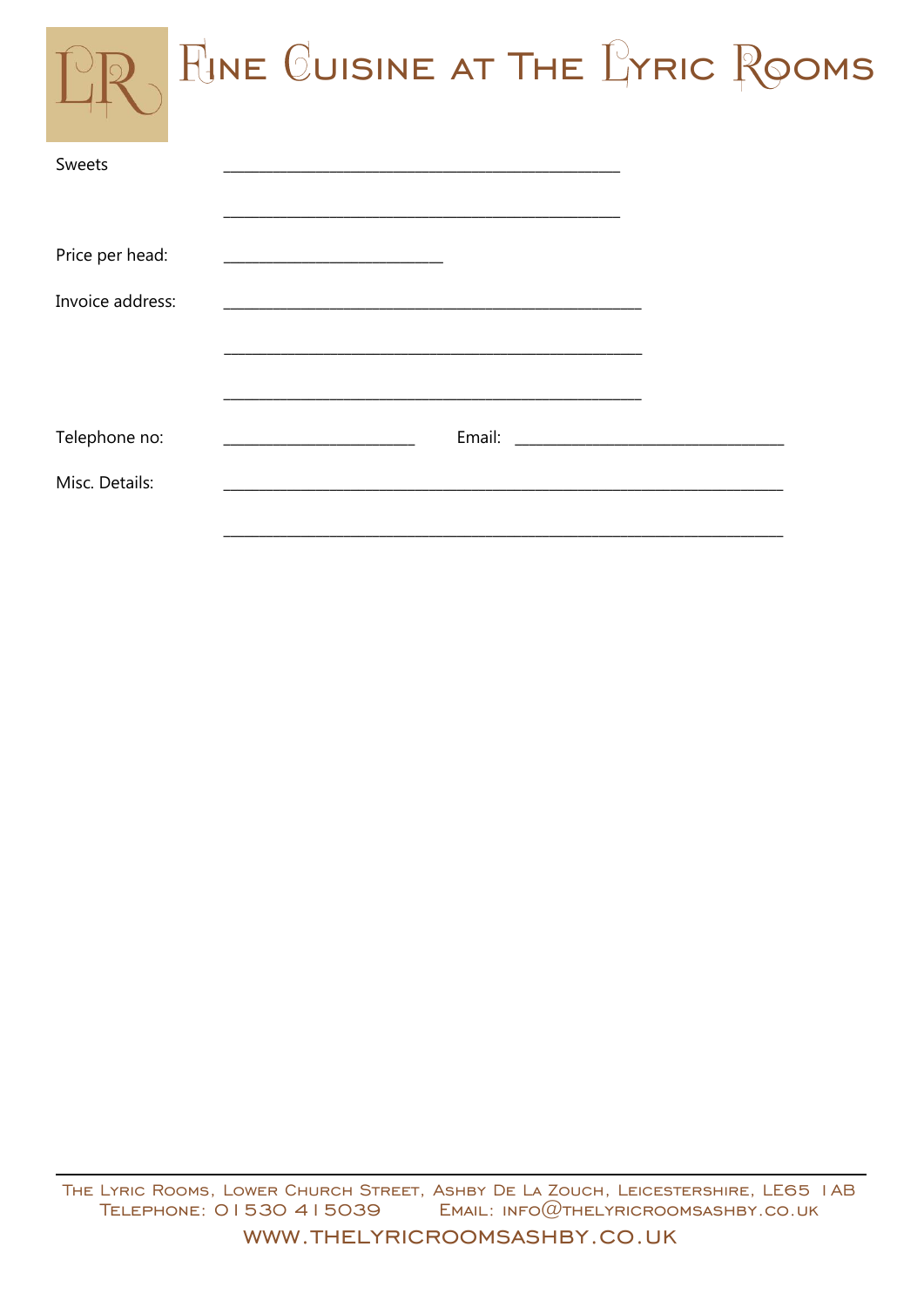# Fine Cuisine at The Lyric Rooms

Sweets ______________________________________________

______________________________________________

Price per head: __________________________

Invoice address: ________________________________________________

________________________________________________

________________________________________________

Telephone no: ______________________ Email: ________________________________

Misc. Details: __________________________________________________________________

__________________________________________________________________

The Lyric Rooms, Lower Church Street, Ashby De La Zouch, Leicestershire, LE65 1AB
Telephone: 01530 415039 Email: info@thelyricroomsashby.co.uk
www.thelyricroomsashby.co.uk